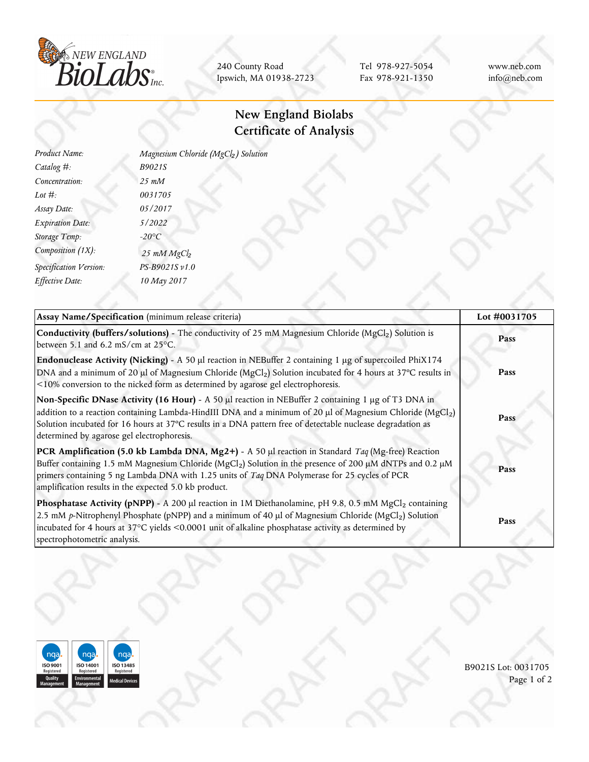NEW ENGLAND BioLabs Inc.

240 County Road
Ipswich, MA 01938-2723

Tel 978-927-5054
Fax 978-921-1350

www.neb.com
info@neb.com

# New England Biolabs
# Certificate of Analysis

| | |
|---|---|
| *Product Name:* | *Magnesium Chloride ($MgCl_2$) Solution* |
| *Catalog #:* | *B9021S* |
| *Concentration:* | *25 mM* |
| *Lot #:* | *0031705* |
| *Assay Date:* | *05/2017* |
| *Expiration Date:* | *5/2022* |
| *Storage Temp:* | *-20°C* |
| *Composition (1X):* | *25 mM $MgCl_2$* |
| *Specification Version:* | *PS-B9021S v1.0* |
| *Effective Date:* | *10 May 2017* |

| **Assay Name/Specification** (minimum release criteria) | **Lot #0031705** |
|---|---|
| **Conductivity (buffers/solutions)** - The conductivity of 25 mM Magnesium Chloride ($MgCl_2$) Solution is between 5.1 and 6.2 mS/cm at 25°C. | Pass |
| **Endonuclease Activity (Nicking)** - A 50 µl reaction in NEBuffer 2 containing 1 µg of supercoiled PhiX174 DNA and a minimum of 20 µl of Magnesium Chloride ($MgCl_2$) Solution incubated for 4 hours at 37°C results in <10% conversion to the nicked form as determined by agarose gel electrophoresis. | Pass |
| **Non-Specific DNase Activity (16 Hour)** - A 50 µl reaction in NEBuffer 2 containing 1 µg of T3 DNA in addition to a reaction containing Lambda-HindIII DNA and a minimum of 20 µl of Magnesium Chloride ($MgCl_2$) Solution incubated for 16 hours at 37°C results in a DNA pattern free of detectable nuclease degradation as determined by agarose gel electrophoresis. | Pass |
| **PCR Amplification (5.0 kb Lambda DNA, Mg2+)** - A 50 µl reaction in Standard *Taq* (Mg-free) Reaction Buffer containing 1.5 mM Magnesium Chloride ($MgCl_2$) Solution in the presence of 200 µM dNTPs and 0.2 µM primers containing 5 ng Lambda DNA with 1.25 units of *Taq* DNA Polymerase for 25 cycles of PCR amplification results in the expected 5.0 kb product. | Pass |
| **Phosphatase Activity (pNPP)** - A 200 µl reaction in 1M Diethanolamine, pH 9.8, 0.5 mM $MgCl_2$ containing 2.5 mM *p*-Nitrophenyl Phosphate (pNPP) and a minimum of 40 µl of Magnesium Chloride ($MgCl_2$) Solution incubated for 4 hours at 37°C yields <0.0001 unit of alkaline phosphatase activity as determined by spectrophotometric analysis. | Pass |

ISO 9001 Registered Quality Management | ISO 14001 Registered Environmental Management | ISO 13485 Registered Medical Devices

B9021S Lot: 0031705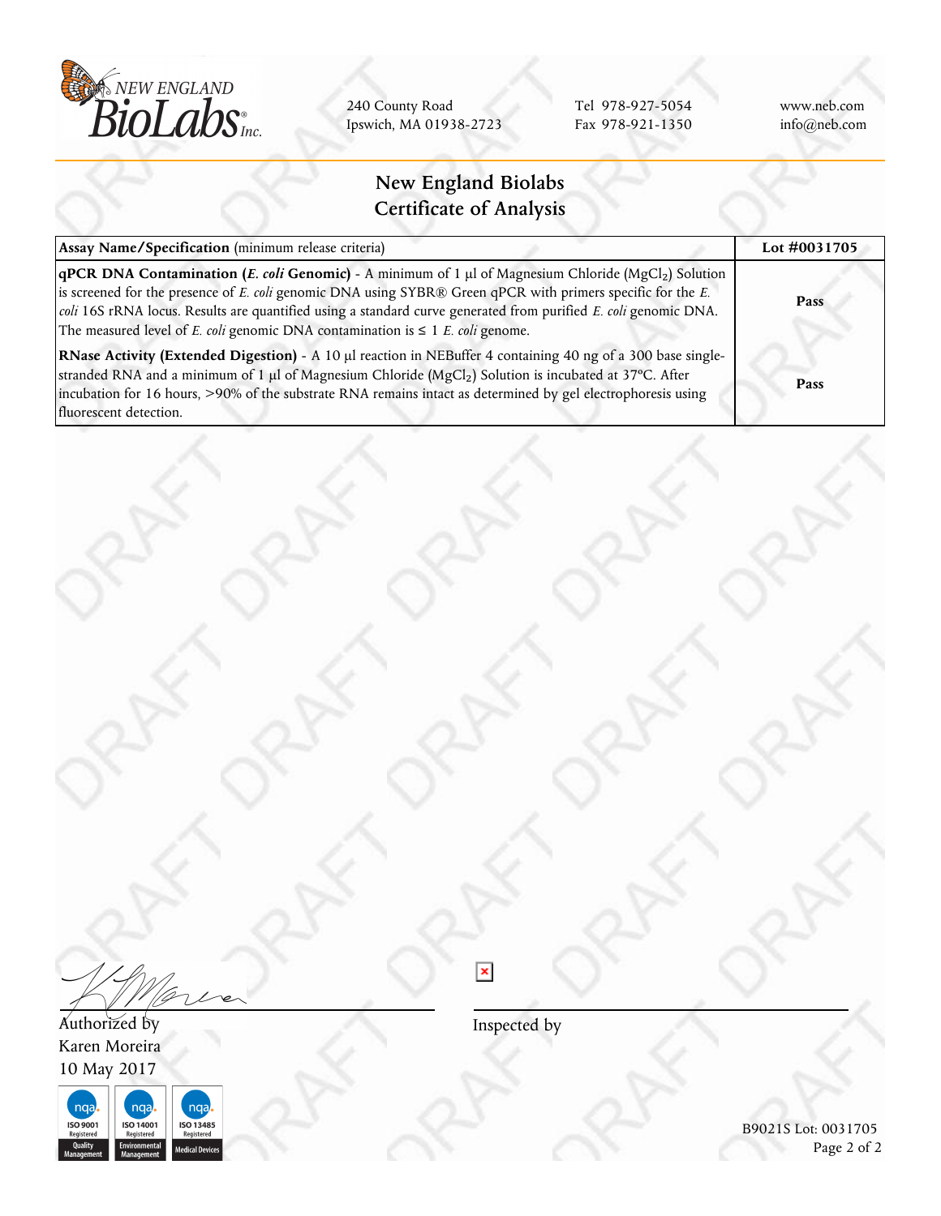# New England Biolabs
# Certificate of Analysis

| Assay Name/Specification (minimum release criteria) | Lot #0031705 |
| --- | --- |
| **qPCR DNA Contamination (*E. coli* Genomic)** - A minimum of 1 µl of Magnesium Chloride ($MgCl_2$) Solution is screened for the presence of *E. coli* genomic DNA using SYBR® Green qPCR with primers specific for the *E. coli* 16S rRNA locus. Results are quantified using a standard curve generated from purified *E. coli* genomic DNA. The measured level of *E. coli* genomic DNA contamination is ≤ 1 *E. coli* genome. | **Pass** |
| **RNase Activity (Extended Digestion)** - A 10 µl reaction in NEBuffer 4 containing 40 ng of a 300 base single-stranded RNA and a minimum of 1 µl of Magnesium Chloride ($MgCl_2$) Solution is incubated at 37°C. After incubation for 16 hours, >90% of the substrate RNA remains intact as determined by gel electrophoresis using fluorescent detection. | **Pass** |

Authorized by
Karen Moreira
10 May 2017

Inspected by

B9021S Lot: 0031705